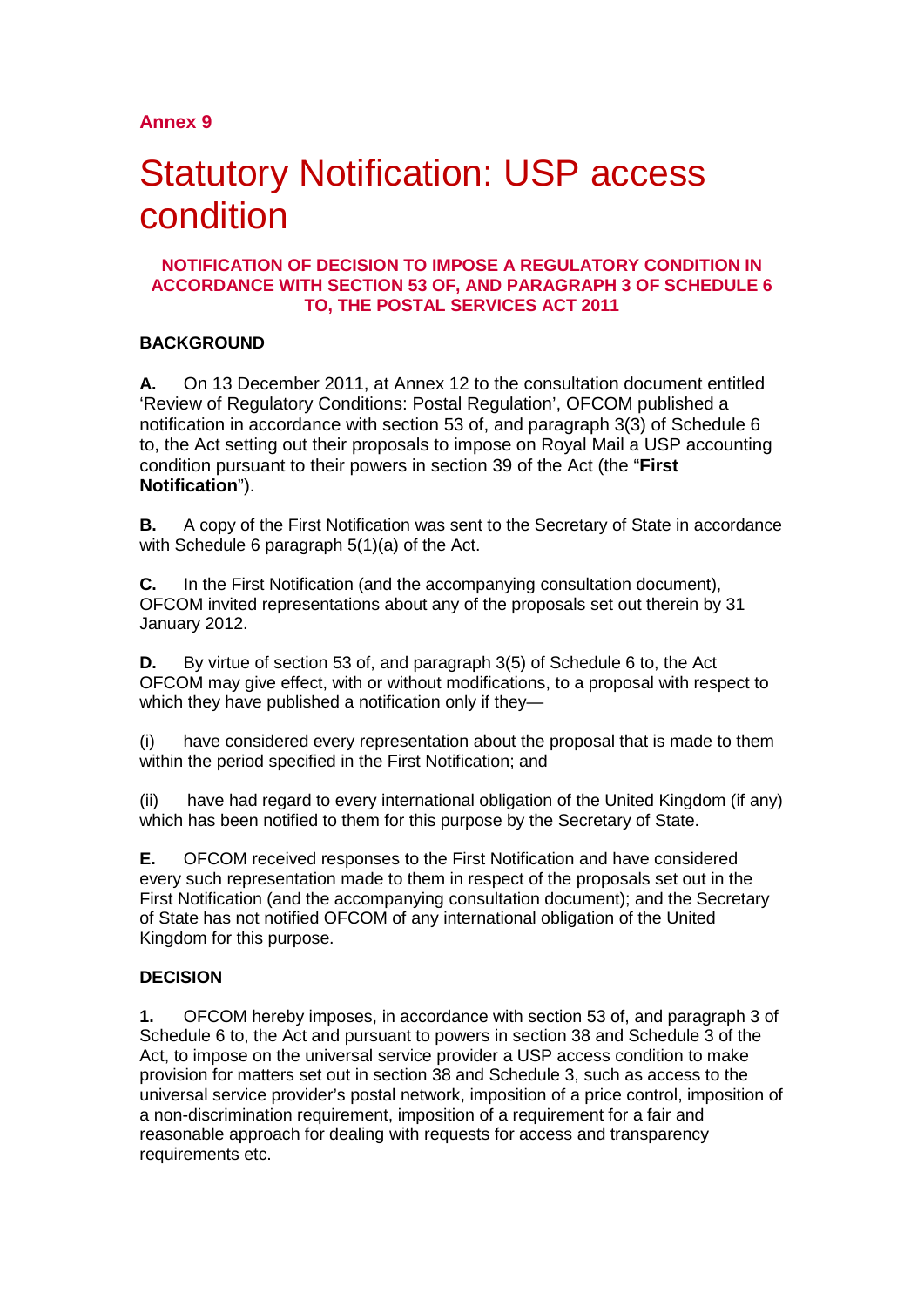## Annex 9

# Statutory Notification: USP access condition

### NOTIFICATION OF DECISION TO IMPOSE A REGULATORY CONDITION IN ACCORDANCE WITH SECTION 53 OF, AND PARAGRAPH 3 OF SCHEDULE 6 TO, THE POSTAL SERVICES ACT 2011

**BACKGROUND**

**A.** On 13 December 2011, at Annex 12 to the consultation document entitled 'Review of Regulatory Conditions: Postal Regulation', OFCOM published a notification in accordance with section 53 of, and paragraph 3(3) of Schedule 6 to, the Act setting out their proposals to impose on Royal Mail a USP accounting condition pursuant to their powers in section 39 of the Act (the "**First Notification**").

**B.** A copy of the First Notification was sent to the Secretary of State in accordance with Schedule 6 paragraph 5(1)(a) of the Act.

**C.** In the First Notification (and the accompanying consultation document), OFCOM invited representations about any of the proposals set out therein by 31 January 2012.

**D.** By virtue of section 53 of, and paragraph 3(5) of Schedule 6 to, the Act OFCOM may give effect, with or without modifications, to a proposal with respect to which they have published a notification only if they—

(i) have considered every representation about the proposal that is made to them within the period specified in the First Notification; and

(ii) have had regard to every international obligation of the United Kingdom (if any) which has been notified to them for this purpose by the Secretary of State.

**E.** OFCOM received responses to the First Notification and have considered every such representation made to them in respect of the proposals set out in the First Notification (and the accompanying consultation document); and the Secretary of State has not notified OFCOM of any international obligation of the United Kingdom for this purpose.

**DECISION**

**1.** OFCOM hereby imposes, in accordance with section 53 of, and paragraph 3 of Schedule 6 to, the Act and pursuant to powers in section 38 and Schedule 3 of the Act, to impose on the universal service provider a USP access condition to make provision for matters set out in section 38 and Schedule 3, such as access to the universal service provider's postal network, imposition of a price control, imposition of a non-discrimination requirement, imposition of a requirement for a fair and reasonable approach for dealing with requests for access and transparency requirements etc.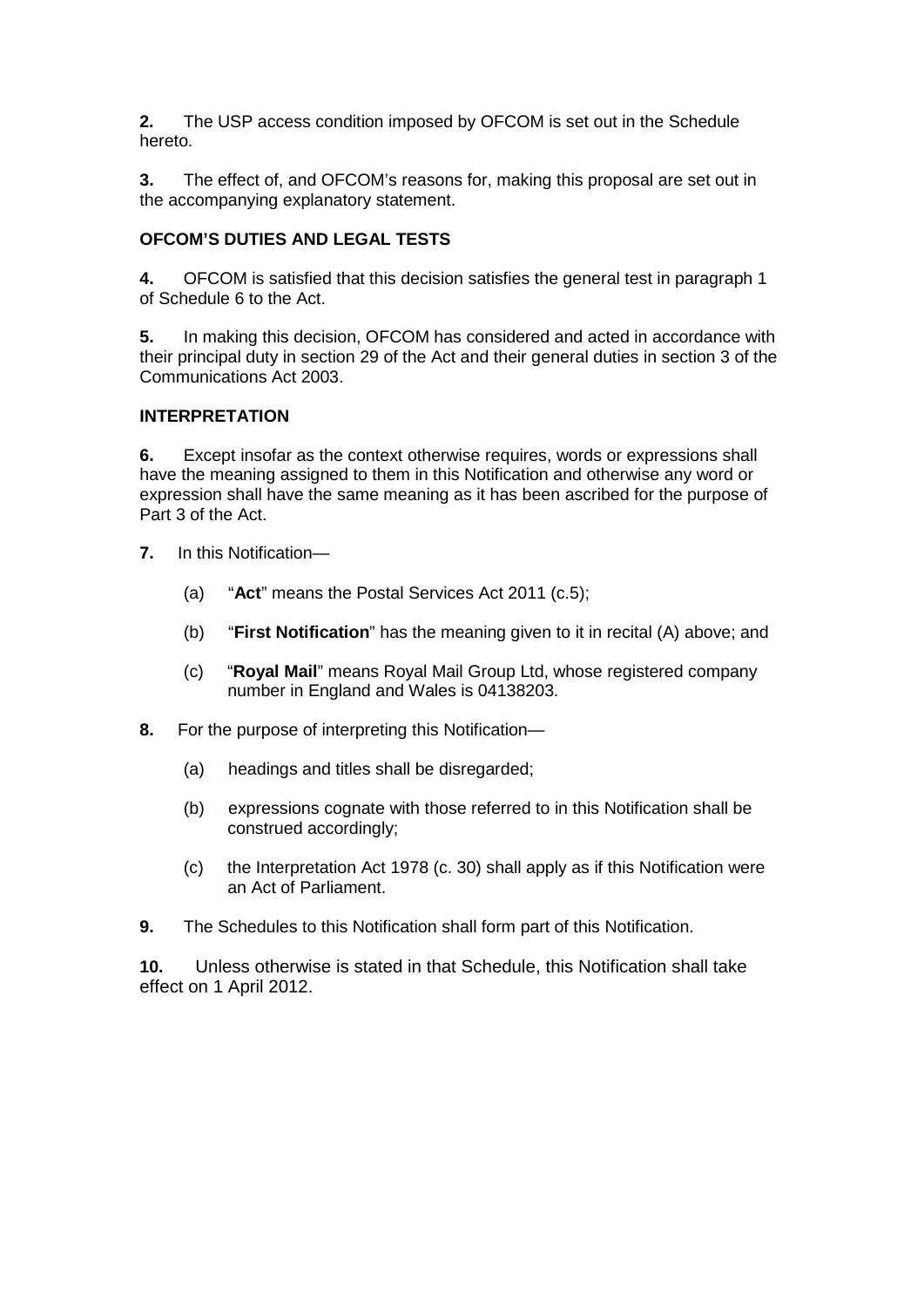**2.** The USP access condition imposed by OFCOM is set out in the Schedule hereto.

**3.** The effect of, and OFCOM's reasons for, making this proposal are set out in the accompanying explanatory statement.

**OFCOM'S DUTIES AND LEGAL TESTS**

**4.** OFCOM is satisfied that this decision satisfies the general test in paragraph 1 of Schedule 6 to the Act.

**5.** In making this decision, OFCOM has considered and acted in accordance with their principal duty in section 29 of the Act and their general duties in section 3 of the Communications Act 2003.

**INTERPRETATION**

**6.** Except insofar as the context otherwise requires, words or expressions shall have the meaning assigned to them in this Notification and otherwise any word or expression shall have the same meaning as it has been ascribed for the purpose of Part 3 of the Act.

**7.** In this Notification—

(a) "**Act**" means the Postal Services Act 2011 (c.5);

(b) "**First Notification**" has the meaning given to it in recital (A) above; and

(c) "**Royal Mail**" means Royal Mail Group Ltd, whose registered company number in England and Wales is 04138203.

**8.** For the purpose of interpreting this Notification—

(a) headings and titles shall be disregarded;

(b) expressions cognate with those referred to in this Notification shall be construed accordingly;

(c) the Interpretation Act 1978 (c. 30) shall apply as if this Notification were an Act of Parliament.

**9.** The Schedules to this Notification shall form part of this Notification.

**10.** Unless otherwise is stated in that Schedule, this Notification shall take effect on 1 April 2012.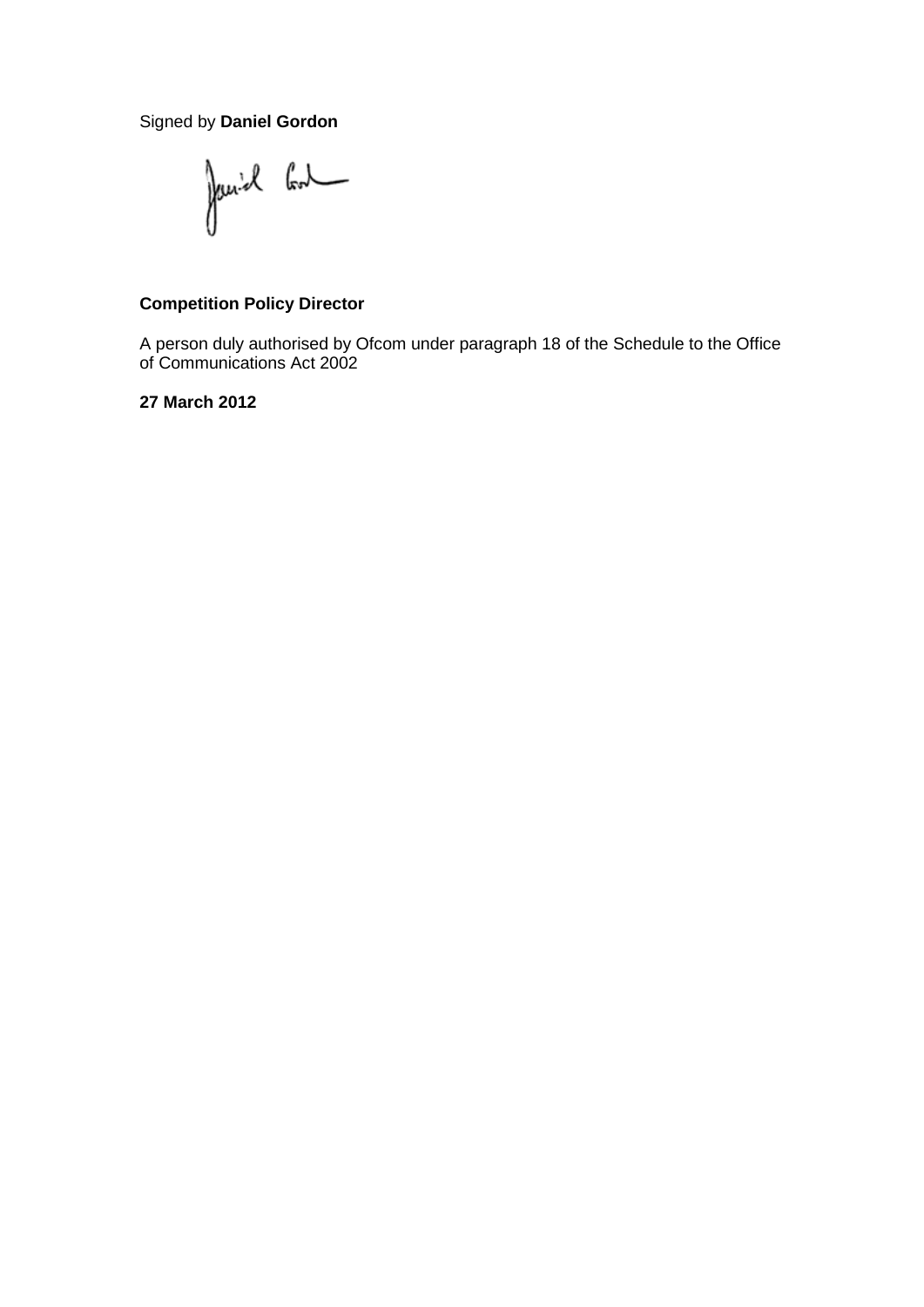Signed by **Daniel Gordon**

**Competition Policy Director**

A person duly authorised by Ofcom under paragraph 18 of the Schedule to the Office of Communications Act 2002

**27 March 2012**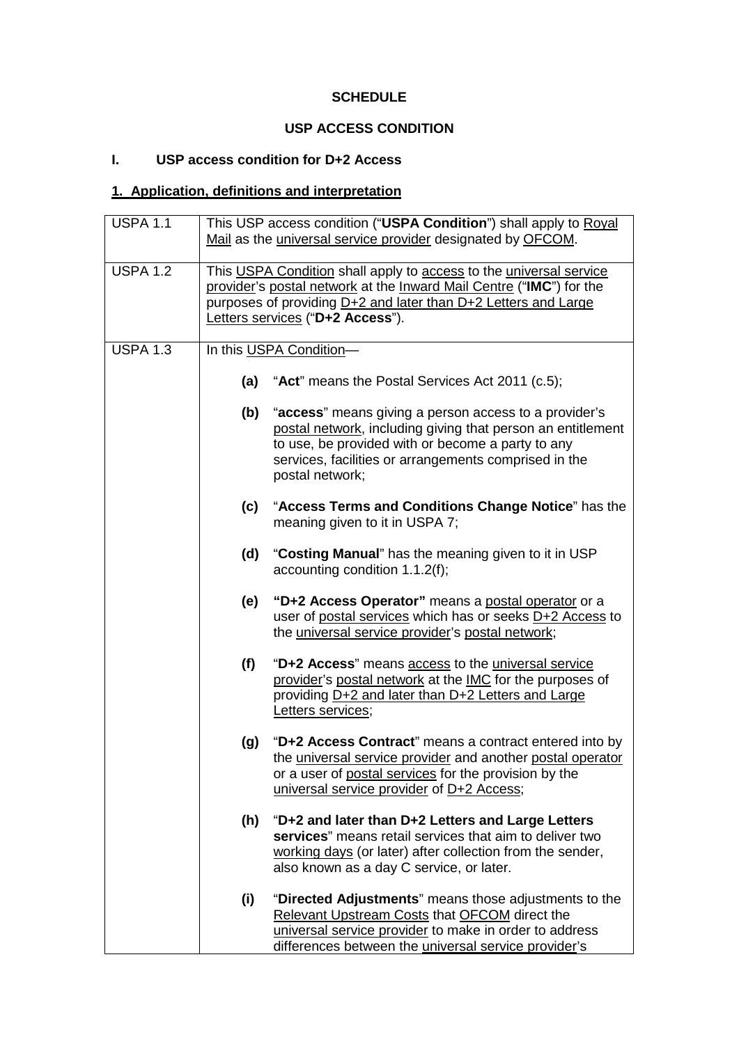**SCHEDULE**

**USP ACCESS CONDITION**

## I. USP access condition for D+2 Access

### 1. Application, definitions and interpretation

| | |
|---|---|
| USPA 1.1 | This USP access condition ("**USPA Condition**") shall apply to Royal Mail as the universal service provider designated by OFCOM. |
| USPA 1.2 | This USPA Condition shall apply to access to the universal service provider's postal network at the Inward Mail Centre ("**IMC**") for the purposes of providing D+2 and later than D+2 Letters and Large Letters services ("**D+2 Access**"). |
| USPA 1.3 | In this USPA Condition— <br><br> **(a)** "**Act**" means the Postal Services Act 2011 (c.5); <br><br> **(b)** "**access**" means giving a person access to a provider's postal network, including giving that person an entitlement to use, be provided with or become a party to any services, facilities or arrangements comprised in the postal network; <br><br> **(c)** "**Access Terms and Conditions Change Notice**" has the meaning given to it in USPA 7; <br><br> **(d)** "**Costing Manual**" has the meaning given to it in USP accounting condition 1.1.2(f); <br><br> **(e)** **"D+2 Access Operator"** means a postal operator or a user of postal services which has or seeks D+2 Access to the universal service provider's postal network; <br><br> **(f)** "**D+2 Access**" means access to the universal service provider's postal network at the IMC for the purposes of providing D+2 and later than D+2 Letters and Large Letters services; <br><br> **(g)** "**D+2 Access Contract**" means a contract entered into by the universal service provider and another postal operator or a user of postal services for the provision by the universal service provider of D+2 Access; <br><br> **(h)** "**D+2 and later than D+2 Letters and Large Letters services**" means retail services that aim to deliver two working days (or later) after collection from the sender, also known as a day C service, or later. <br><br> **(i)** "**Directed Adjustments**" means those adjustments to the Relevant Upstream Costs that OFCOM direct the universal service provider to make in order to address differences between the universal service provider's |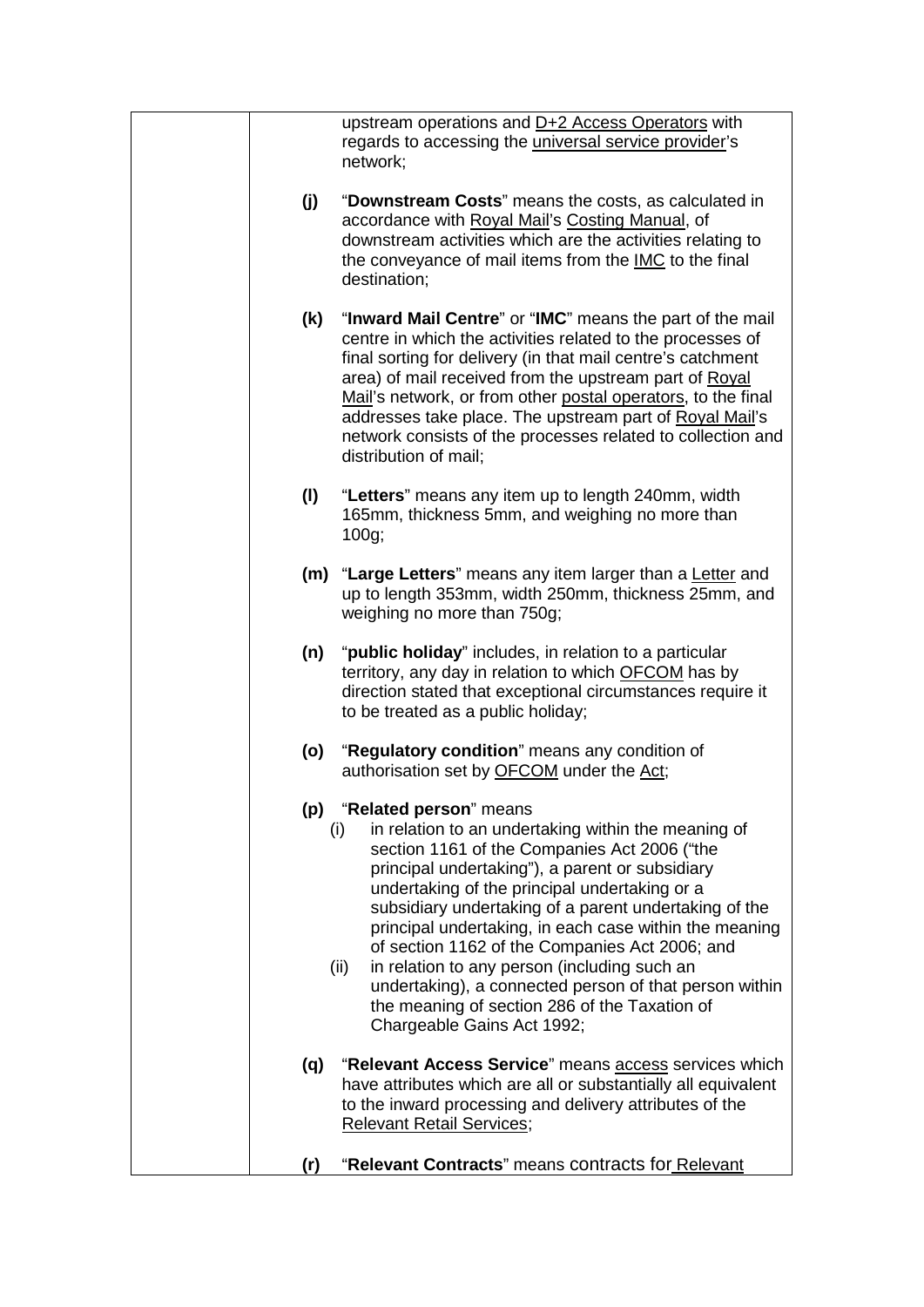upstream operations and D+2 Access Operators with regards to accessing the universal service provider's network;

**(j)** "**Downstream Costs**" means the costs, as calculated in accordance with Royal Mail's Costing Manual, of downstream activities which are the activities relating to the conveyance of mail items from the IMC to the final destination;

**(k)** "**Inward Mail Centre**" or "**IMC**" means the part of the mail centre in which the activities related to the processes of final sorting for delivery (in that mail centre's catchment area) of mail received from the upstream part of Royal Mail's network, or from other postal operators, to the final addresses take place. The upstream part of Royal Mail's network consists of the processes related to collection and distribution of mail;

**(l)** "**Letters**" means any item up to length 240mm, width 165mm, thickness 5mm, and weighing no more than 100g;

**(m)** "**Large Letters**" means any item larger than a Letter and up to length 353mm, width 250mm, thickness 25mm, and weighing no more than 750g;

**(n)** "**public holiday**" includes, in relation to a particular territory, any day in relation to which OFCOM has by direction stated that exceptional circumstances require it to be treated as a public holiday;

**(o)** "**Regulatory condition**" means any condition of authorisation set by OFCOM under the Act;

**(p)** "**Related person**" means

(i) in relation to an undertaking within the meaning of section 1161 of the Companies Act 2006 ("the principal undertaking"), a parent or subsidiary undertaking of the principal undertaking or a subsidiary undertaking of a parent undertaking of the principal undertaking, in each case within the meaning of section 1162 of the Companies Act 2006; and

(ii) in relation to any person (including such an undertaking), a connected person of that person within the meaning of section 286 of the Taxation of Chargeable Gains Act 1992;

**(q)** "**Relevant Access Service**" means access services which have attributes which are all or substantially all equivalent to the inward processing and delivery attributes of the Relevant Retail Services;

**(r)** "**Relevant Contracts**" means contracts for Relevant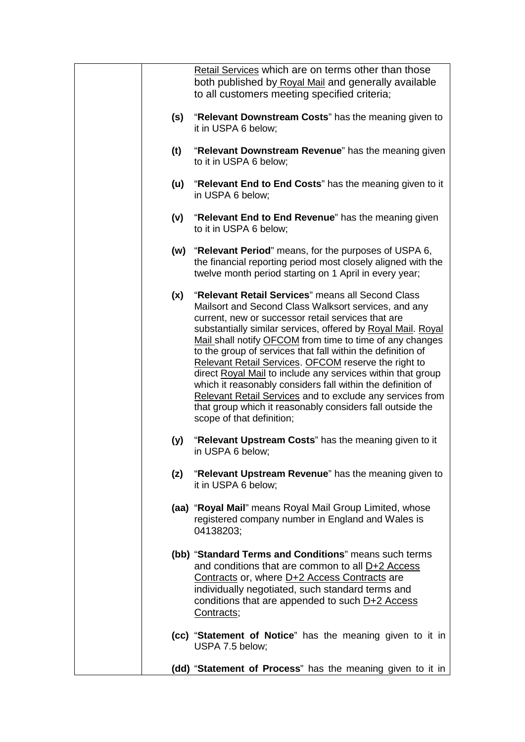Retail Services which are on terms other than those both published by Royal Mail and generally available to all customers meeting specified criteria;

**(s)** "**Relevant Downstream Costs**" has the meaning given to it in USPA 6 below;

**(t)** "**Relevant Downstream Revenue**" has the meaning given to it in USPA 6 below;

**(u)** "**Relevant End to End Costs**" has the meaning given to it in USPA 6 below;

**(v)** "**Relevant End to End Revenue**" has the meaning given to it in USPA 6 below;

**(w)** "**Relevant Period**" means, for the purposes of USPA 6, the financial reporting period most closely aligned with the twelve month period starting on 1 April in every year;

**(x)** "**Relevant Retail Services**" means all Second Class Mailsort and Second Class Walksort services, and any current, new or successor retail services that are substantially similar services, offered by Royal Mail. Royal Mail shall notify OFCOM from time to time of any changes to the group of services that fall within the definition of Relevant Retail Services. OFCOM reserve the right to direct Royal Mail to include any services within that group which it reasonably considers fall within the definition of Relevant Retail Services and to exclude any services from that group which it reasonably considers fall outside the scope of that definition;

**(y)** "**Relevant Upstream Costs**" has the meaning given to it in USPA 6 below;

**(z)** "**Relevant Upstream Revenue**" has the meaning given to it in USPA 6 below;

**(aa)** "**Royal Mail**" means Royal Mail Group Limited, whose registered company number in England and Wales is 04138203;

**(bb)** "**Standard Terms and Conditions**" means such terms and conditions that are common to all D+2 Access Contracts or, where D+2 Access Contracts are individually negotiated, such standard terms and conditions that are appended to such D+2 Access Contracts;

**(cc)** "**Statement of Notice**" has the meaning given to it in USPA 7.5 below;

**(dd)** "**Statement of Process**" has the meaning given to it in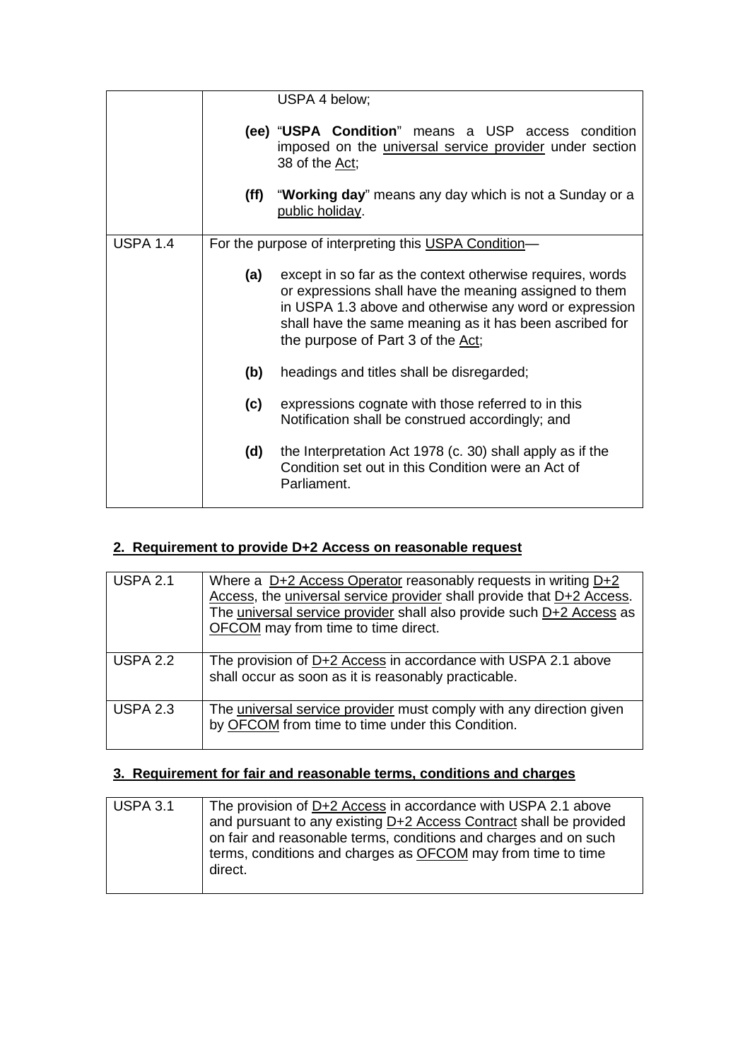| | |
|---|---|
| | USPA 4 below;<br><br>**(ee)** "**USPA Condition**" means a USP access condition imposed on the universal service provider under section 38 of the Act;<br><br>**(ff)** "**Working day**" means any day which is not a Sunday or a public holiday. |
| USPA 1.4 | For the purpose of interpreting this USPA Condition—<br><br>**(a)** except in so far as the context otherwise requires, words or expressions shall have the meaning assigned to them in USPA 1.3 above and otherwise any word or expression shall have the same meaning as it has been ascribed for the purpose of Part 3 of the Act;<br><br>**(b)** headings and titles shall be disregarded;<br><br>**(c)** expressions cognate with those referred to in this Notification shall be construed accordingly; and<br><br>**(d)** the Interpretation Act 1978 (c. 30) shall apply as if the Condition set out in this Condition were an Act of Parliament. |

## 2. Requirement to provide D+2 Access on reasonable request

| | |
|---|---|
| USPA 2.1 | Where a D+2 Access Operator reasonably requests in writing D+2 Access, the universal service provider shall provide that D+2 Access. The universal service provider shall also provide such D+2 Access as OFCOM may from time to time direct. |
| USPA 2.2 | The provision of D+2 Access in accordance with USPA 2.1 above shall occur as soon as it is reasonably practicable. |
| USPA 2.3 | The universal service provider must comply with any direction given by OFCOM from time to time under this Condition. |

## 3. Requirement for fair and reasonable terms, conditions and charges

| | |
|---|---|
| USPA 3.1 | The provision of D+2 Access in accordance with USPA 2.1 above and pursuant to any existing D+2 Access Contract shall be provided on fair and reasonable terms, conditions and charges and on such terms, conditions and charges as OFCOM may from time to time direct. |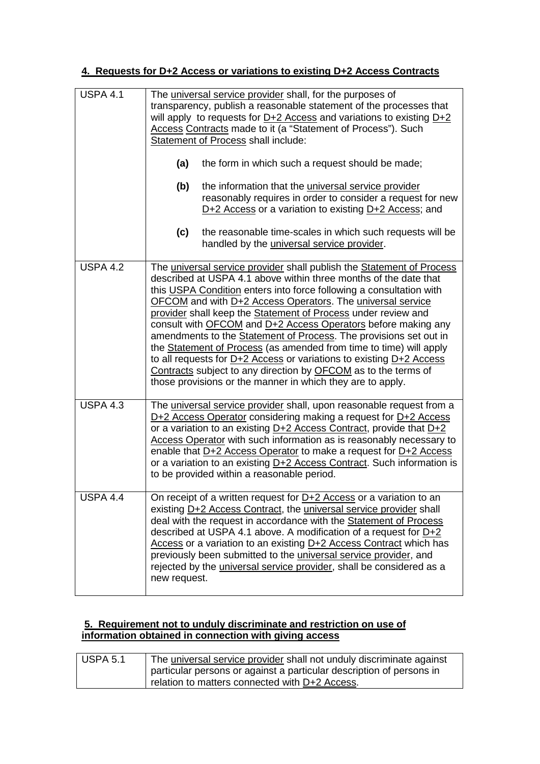## 4. Requests for D+2 Access or variations to existing D+2 Access Contracts

| | |
|---|---|
| USPA 4.1 | The universal service provider shall, for the purposes of transparency, publish a reasonable statement of the processes that will apply to requests for D+2 Access and variations to existing D+2 Access Contracts made to it (a "Statement of Process"). Such Statement of Process shall include:<br><br>**(a)** the form in which such a request should be made;<br><br>**(b)** the information that the universal service provider reasonably requires in order to consider a request for new D+2 Access or a variation to existing D+2 Access; and<br><br>**(c)** the reasonable time-scales in which such requests will be handled by the universal service provider. |
| USPA 4.2 | The universal service provider shall publish the Statement of Process described at USPA 4.1 above within three months of the date that this USPA Condition enters into force following a consultation with OFCOM and with D+2 Access Operators. The universal service provider shall keep the Statement of Process under review and consult with OFCOM and D+2 Access Operators before making any amendments to the Statement of Process. The provisions set out in the Statement of Process (as amended from time to time) will apply to all requests for D+2 Access or variations to existing D+2 Access Contracts subject to any direction by OFCOM as to the terms of those provisions or the manner in which they are to apply. |
| USPA 4.3 | The universal service provider shall, upon reasonable request from a D+2 Access Operator considering making a request for D+2 Access or a variation to an existing D+2 Access Contract, provide that D+2 Access Operator with such information as is reasonably necessary to enable that D+2 Access Operator to make a request for D+2 Access or a variation to an existing D+2 Access Contract. Such information is to be provided within a reasonable period. |
| USPA 4.4 | On receipt of a written request for D+2 Access or a variation to an existing D+2 Access Contract, the universal service provider shall deal with the request in accordance with the Statement of Process described at USPA 4.1 above. A modification of a request for D+2 Access or a variation to an existing D+2 Access Contract which has previously been submitted to the universal service provider, and rejected by the universal service provider, shall be considered as a new request. |

## 5. Requirement not to unduly discriminate and restriction on use of information obtained in connection with giving access

| | |
|---|---|
| USPA 5.1 | The universal service provider shall not unduly discriminate against particular persons or against a particular description of persons in relation to matters connected with D+2 Access. |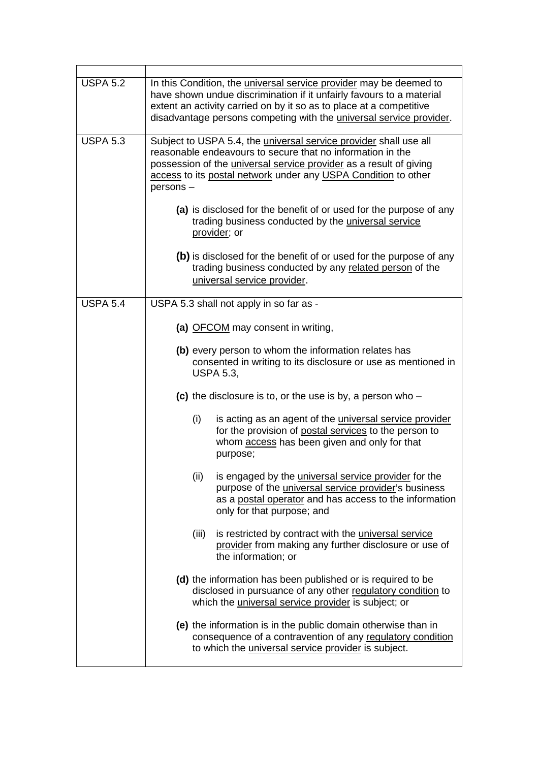| | |
|---|---|
| USPA 5.2 | In this Condition, the universal service provider may be deemed to have shown undue discrimination if it unfairly favours to a material extent an activity carried on by it so as to place at a competitive disadvantage persons competing with the universal service provider. |
| USPA 5.3 | Subject to USPA 5.4, the universal service provider shall use all reasonable endeavours to secure that no information in the possession of the universal service provider as a result of giving access to its postal network under any USPA Condition to other persons –<br><br>**(a)** is disclosed for the benefit of or used for the purpose of any trading business conducted by the universal service provider; or<br><br>**(b)** is disclosed for the benefit of or used for the purpose of any trading business conducted by any related person of the universal service provider. |
| USPA 5.4 | USPA 5.3 shall not apply in so far as -<br><br>**(a)** OFCOM may consent in writing,<br><br>**(b)** every person to whom the information relates has consented in writing to its disclosure or use as mentioned in USPA 5.3,<br><br>**(c)** the disclosure is to, or the use is by, a person who –<br><br>(i) is acting as an agent of the universal service provider for the provision of postal services to the person to whom access has been given and only for that purpose;<br><br>(ii) is engaged by the universal service provider for the purpose of the universal service provider's business as a postal operator and has access to the information only for that purpose; and<br><br>(iii) is restricted by contract with the universal service provider from making any further disclosure or use of the information; or<br><br>**(d)** the information has been published or is required to be disclosed in pursuance of any other regulatory condition to which the universal service provider is subject; or<br><br>**(e)** the information is in the public domain otherwise than in consequence of a contravention of any regulatory condition to which the universal service provider is subject. |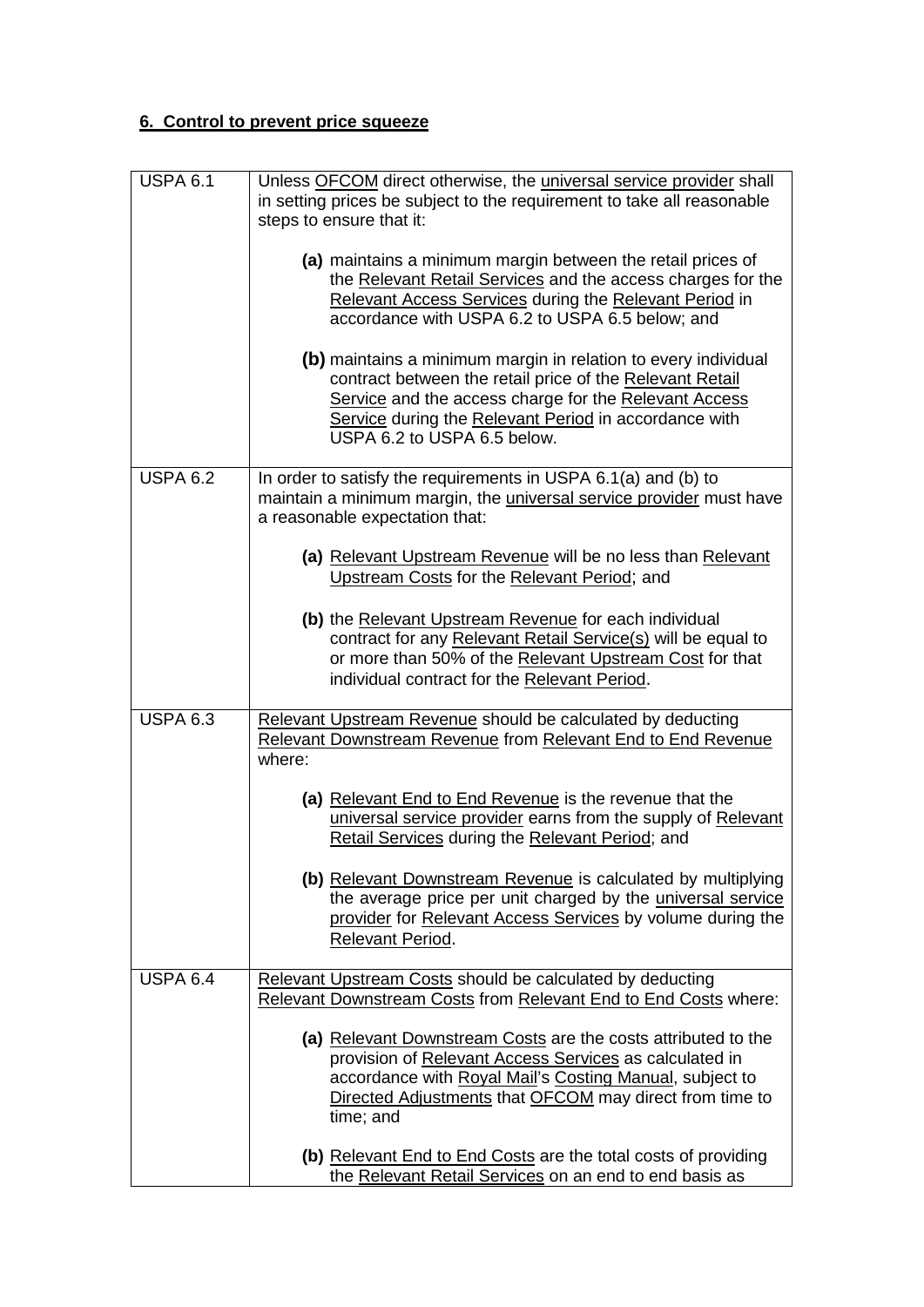## 6. Control to prevent price squeeze

| | |
|---|---|
| USPA 6.1 | Unless OFCOM direct otherwise, the universal service provider shall in setting prices be subject to the requirement to take all reasonable steps to ensure that it:<br><br>**(a)** maintains a minimum margin between the retail prices of the Relevant Retail Services and the access charges for the Relevant Access Services during the Relevant Period in accordance with USPA 6.2 to USPA 6.5 below; and<br><br>**(b)** maintains a minimum margin in relation to every individual contract between the retail price of the Relevant Retail Service and the access charge for the Relevant Access Service during the Relevant Period in accordance with USPA 6.2 to USPA 6.5 below. |
| USPA 6.2 | In order to satisfy the requirements in USPA 6.1(a) and (b) to maintain a minimum margin, the universal service provider must have a reasonable expectation that:<br><br>**(a)** Relevant Upstream Revenue will be no less than Relevant Upstream Costs for the Relevant Period; and<br><br>**(b)** the Relevant Upstream Revenue for each individual contract for any Relevant Retail Service(s) will be equal to or more than 50% of the Relevant Upstream Cost for that individual contract for the Relevant Period. |
| USPA 6.3 | Relevant Upstream Revenue should be calculated by deducting Relevant Downstream Revenue from Relevant End to End Revenue where:<br><br>**(a)** Relevant End to End Revenue is the revenue that the universal service provider earns from the supply of Relevant Retail Services during the Relevant Period; and<br><br>**(b)** Relevant Downstream Revenue is calculated by multiplying the average price per unit charged by the universal service provider for Relevant Access Services by volume during the Relevant Period. |
| USPA 6.4 | Relevant Upstream Costs should be calculated by deducting Relevant Downstream Costs from Relevant End to End Costs where:<br><br>**(a)** Relevant Downstream Costs are the costs attributed to the provision of Relevant Access Services as calculated in accordance with Royal Mail's Costing Manual, subject to Directed Adjustments that OFCOM may direct from time to time; and<br><br>**(b)** Relevant End to End Costs are the total costs of providing the Relevant Retail Services on an end to end basis as |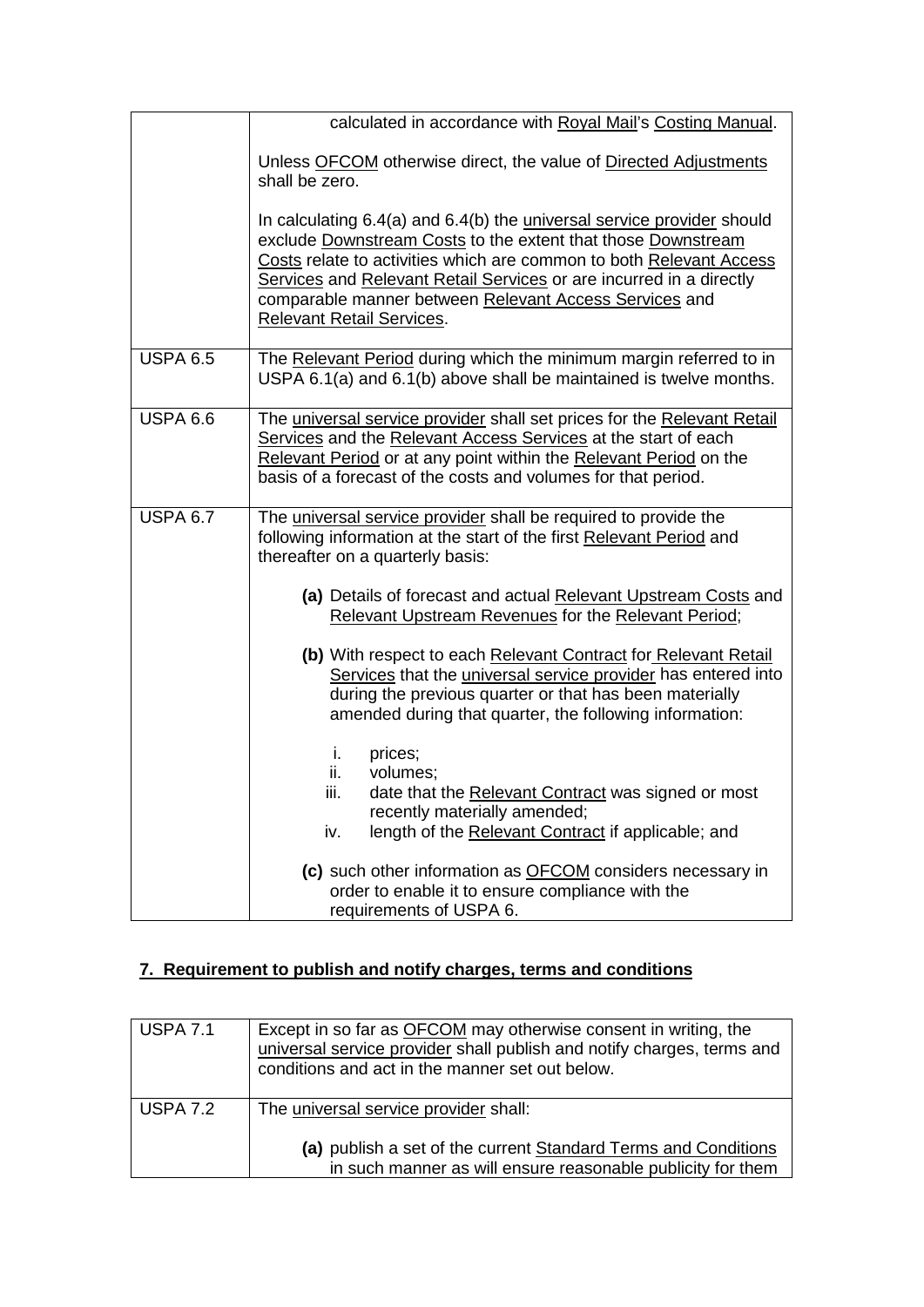| | |
|---|---|
| | calculated in accordance with Royal Mail's Costing Manual.<br><br>Unless OFCOM otherwise direct, the value of Directed Adjustments shall be zero.<br><br>In calculating 6.4(a) and 6.4(b) the universal service provider should exclude Downstream Costs to the extent that those Downstream Costs relate to activities which are common to both Relevant Access Services and Relevant Retail Services or are incurred in a directly comparable manner between Relevant Access Services and Relevant Retail Services. |
| USPA 6.5 | The Relevant Period during which the minimum margin referred to in USPA 6.1(a) and 6.1(b) above shall be maintained is twelve months. |
| USPA 6.6 | The universal service provider shall set prices for the Relevant Retail Services and the Relevant Access Services at the start of each Relevant Period or at any point within the Relevant Period on the basis of a forecast of the costs and volumes for that period. |
| USPA 6.7 | The universal service provider shall be required to provide the following information at the start of the first Relevant Period and thereafter on a quarterly basis:<br><br>**(a)** Details of forecast and actual Relevant Upstream Costs and Relevant Upstream Revenues for the Relevant Period;<br><br>**(b)** With respect to each Relevant Contract for Relevant Retail Services that the universal service provider has entered into during the previous quarter or that has been materially amended during that quarter, the following information:<br><br>i. prices;<br>ii. volumes;<br>iii. date that the Relevant Contract was signed or most recently materially amended;<br>iv. length of the Relevant Contract if applicable; and<br><br>**(c)** such other information as OFCOM considers necessary in order to enable it to ensure compliance with the requirements of USPA 6. |

## 7. Requirement to publish and notify charges, terms and conditions

| | |
|---|---|
| USPA 7.1 | Except in so far as OFCOM may otherwise consent in writing, the universal service provider shall publish and notify charges, terms and conditions and act in the manner set out below. |
| USPA 7.2 | The universal service provider shall:<br><br>**(a)** publish a set of the current Standard Terms and Conditions in such manner as will ensure reasonable publicity for them |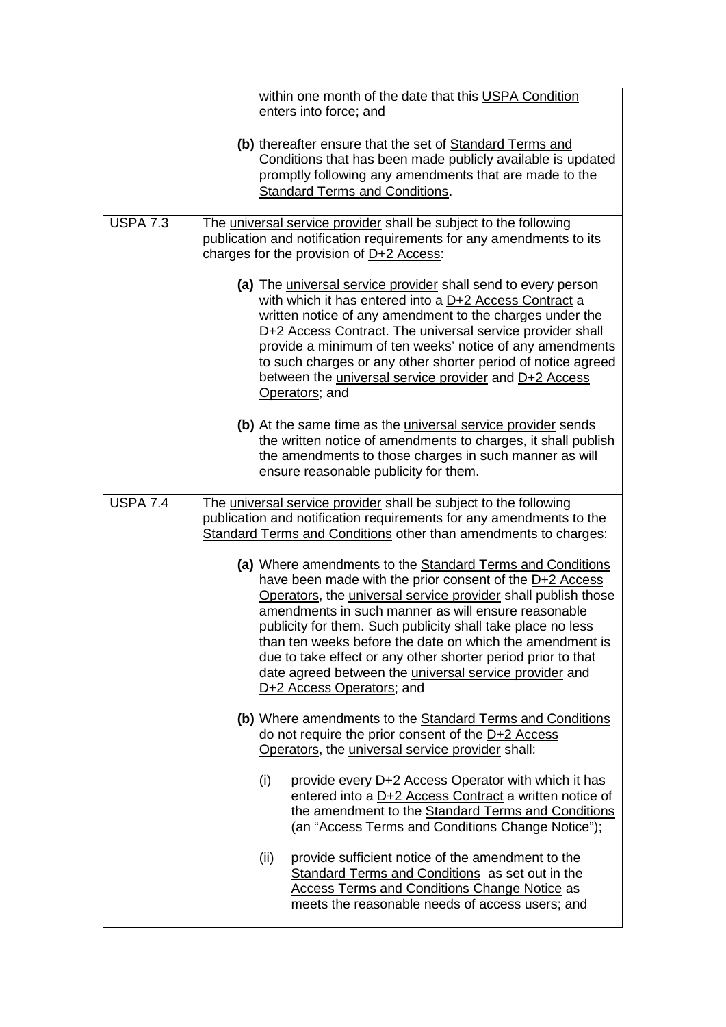| | |
|---|---|
| | within one month of the date that this USPA Condition enters into force; and<br><br>**(b)** thereafter ensure that the set of Standard Terms and Conditions that has been made publicly available is updated promptly following any amendments that are made to the Standard Terms and Conditions. |
| USPA 7.3 | The universal service provider shall be subject to the following publication and notification requirements for any amendments to its charges for the provision of D+2 Access:<br><br>**(a)** The universal service provider shall send to every person with which it has entered into a D+2 Access Contract a written notice of any amendment to the charges under the D+2 Access Contract. The universal service provider shall provide a minimum of ten weeks' notice of any amendments to such charges or any other shorter period of notice agreed between the universal service provider and D+2 Access Operators; and<br><br>**(b)** At the same time as the universal service provider sends the written notice of amendments to charges, it shall publish the amendments to those charges in such manner as will ensure reasonable publicity for them. |
| USPA 7.4 | The universal service provider shall be subject to the following publication and notification requirements for any amendments to the Standard Terms and Conditions other than amendments to charges:<br><br>**(a)** Where amendments to the Standard Terms and Conditions have been made with the prior consent of the D+2 Access Operators, the universal service provider shall publish those amendments in such manner as will ensure reasonable publicity for them. Such publicity shall take place no less than ten weeks before the date on which the amendment is due to take effect or any other shorter period prior to that date agreed between the universal service provider and D+2 Access Operators; and<br><br>**(b)** Where amendments to the Standard Terms and Conditions do not require the prior consent of the D+2 Access Operators, the universal service provider shall:<br><br>(i) provide every D+2 Access Operator with which it has entered into a D+2 Access Contract a written notice of the amendment to the Standard Terms and Conditions (an "Access Terms and Conditions Change Notice");<br><br>(ii) provide sufficient notice of the amendment to the Standard Terms and Conditions as set out in the Access Terms and Conditions Change Notice as meets the reasonable needs of access users; and |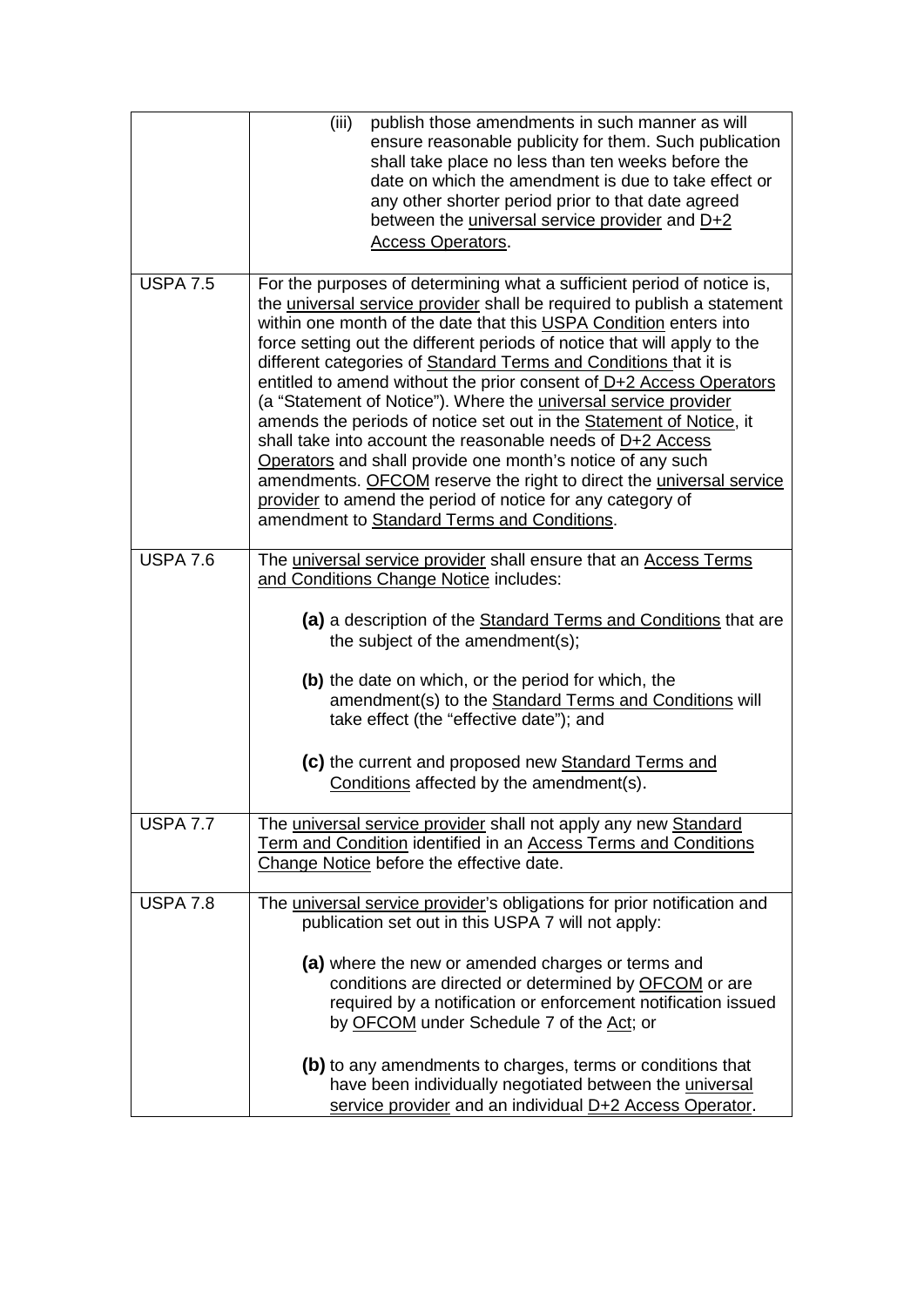| | |
|---|---|
| | (iii) publish those amendments in such manner as will ensure reasonable publicity for them. Such publication shall take place no less than ten weeks before the date on which the amendment is due to take effect or any other shorter period prior to that date agreed between the universal service provider and D+2 Access Operators. |
| USPA 7.5 | For the purposes of determining what a sufficient period of notice is, the universal service provider shall be required to publish a statement within one month of the date that this USPA Condition enters into force setting out the different periods of notice that will apply to the different categories of Standard Terms and Conditions that it is entitled to amend without the prior consent of D+2 Access Operators (a "Statement of Notice"). Where the universal service provider amends the periods of notice set out in the Statement of Notice, it shall take into account the reasonable needs of D+2 Access Operators and shall provide one month's notice of any such amendments. OFCOM reserve the right to direct the universal service provider to amend the period of notice for any category of amendment to Standard Terms and Conditions. |
| USPA 7.6 | The universal service provider shall ensure that an Access Terms and Conditions Change Notice includes:<br><br>**(a)** a description of the Standard Terms and Conditions that are the subject of the amendment(s);<br><br>**(b)** the date on which, or the period for which, the amendment(s) to the Standard Terms and Conditions will take effect (the "effective date"); and<br><br>**(c)** the current and proposed new Standard Terms and Conditions affected by the amendment(s). |
| USPA 7.7 | The universal service provider shall not apply any new Standard Term and Condition identified in an Access Terms and Conditions Change Notice before the effective date. |
| USPA 7.8 | The universal service provider's obligations for prior notification and publication set out in this USPA 7 will not apply:<br><br>**(a)** where the new or amended charges or terms and conditions are directed or determined by OFCOM or are required by a notification or enforcement notification issued by OFCOM under Schedule 7 of the Act; or<br><br>**(b)** to any amendments to charges, terms or conditions that have been individually negotiated between the universal service provider and an individual D+2 Access Operator. |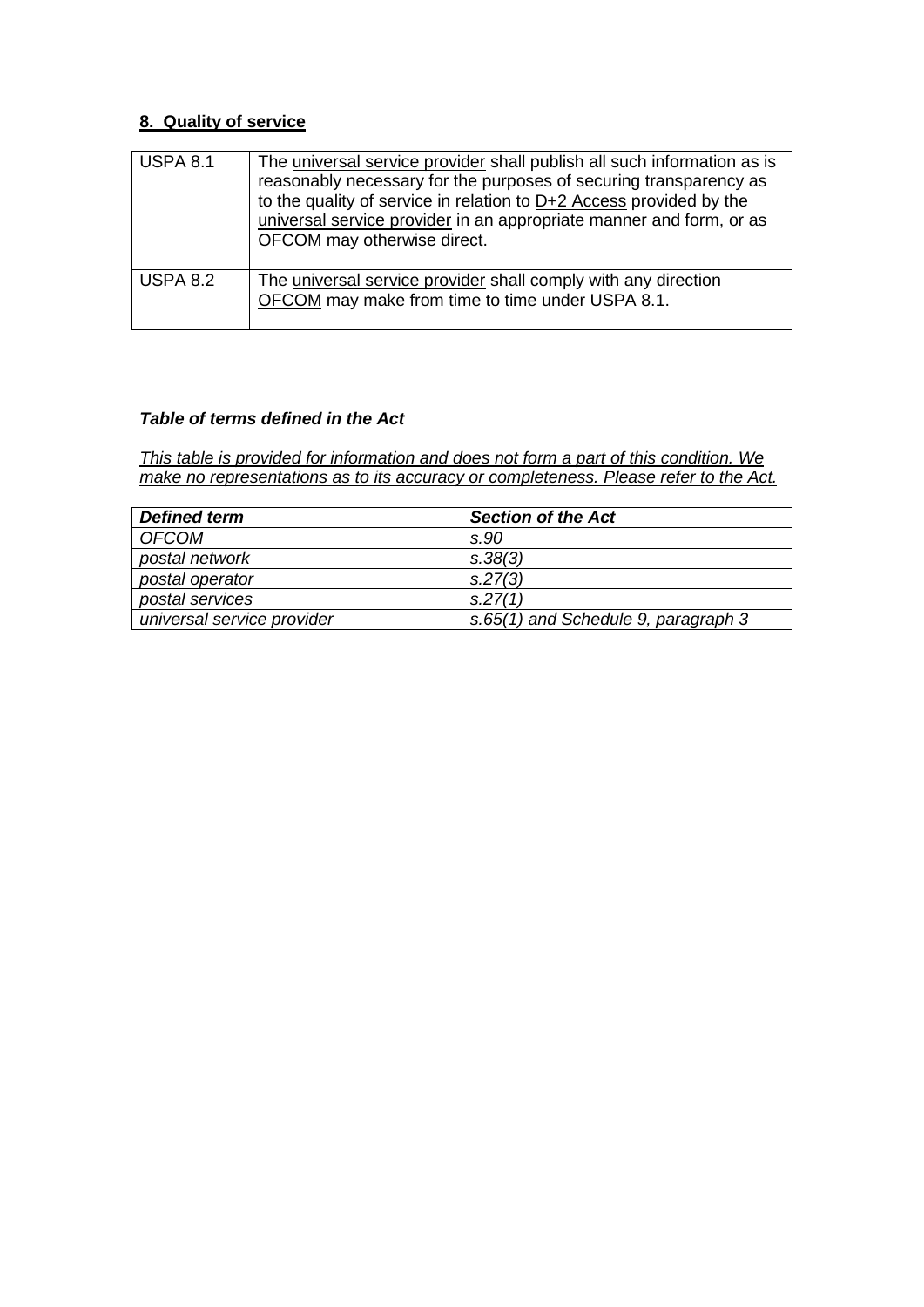## 8. Quality of service

| | |
|---|---|
| USPA 8.1 | The universal service provider shall publish all such information as is reasonably necessary for the purposes of securing transparency as to the quality of service in relation to D+2 Access provided by the universal service provider in an appropriate manner and form, or as OFCOM may otherwise direct. |
| USPA 8.2 | The universal service provider shall comply with any direction OFCOM may make from time to time under USPA 8.1. |

***Table of terms defined in the Act***

*This table is provided for information and does not form a part of this condition. We make no representations as to its accuracy or completeness. Please refer to the Act.*

| ***Defined term*** | ***Section of the Act*** |
|---|---|
| *OFCOM* | *s.90* |
| *postal network* | *s.38(3)* |
| *postal operator* | *s.27(3)* |
| *postal services* | *s.27(1)* |
| *universal service provider* | *s.65(1) and Schedule 9, paragraph 3* |